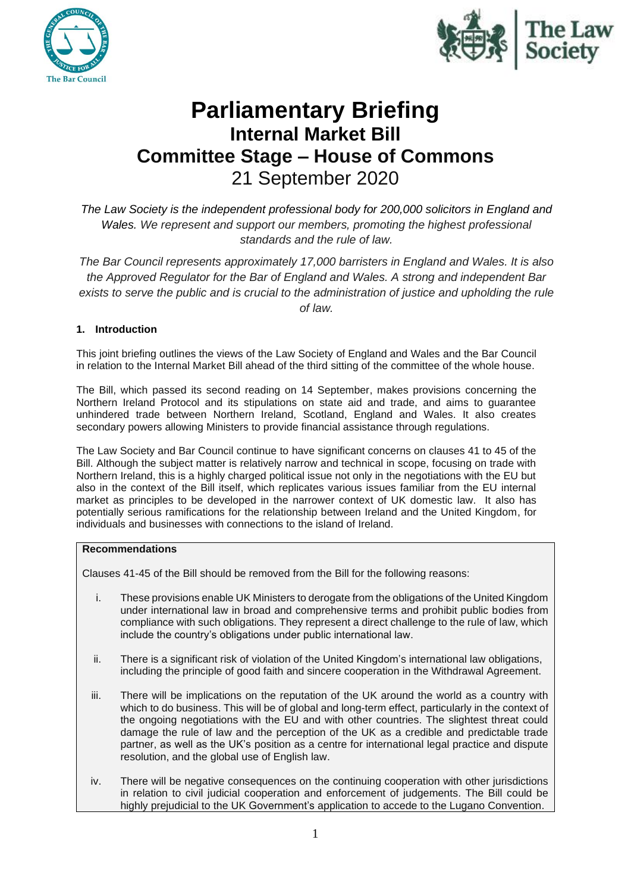# Parliamentary Briefing

## Internal Market Bill

## Committee Stage – House of Commons

21 September 2020

*The Law Society is the independent professional body for 200,000 solicitors in England and Wales. We represent and support our members, promoting the highest professional standards and the rule of law.*

*The Bar Council represents approximately 17,000 barristers in England and Wales. It is also the Approved Regulator for the Bar of England and Wales. A strong and independent Bar exists to serve the public and is crucial to the administration of justice and upholding the rule of law.*

### 1. Introduction

This joint briefing outlines the views of the Law Society of England and Wales and the Bar Council in relation to the Internal Market Bill ahead of the third sitting of the committee of the whole house.

The Bill, which passed its second reading on 14 September, makes provisions concerning the Northern Ireland Protocol and its stipulations on state aid and trade, and aims to guarantee unhindered trade between Northern Ireland, Scotland, England and Wales. It also creates secondary powers allowing Ministers to provide financial assistance through regulations.

The Law Society and Bar Council continue to have significant concerns on clauses 41 to 45 of the Bill. Although the subject matter is relatively narrow and technical in scope, focusing on trade with Northern Ireland, this is a highly charged political issue not only in the negotiations with the EU but also in the context of the Bill itself, which replicates various issues familiar from the EU internal market as principles to be developed in the narrower context of UK domestic law. It also has potentially serious ramifications for the relationship between Ireland and the United Kingdom, for individuals and businesses with connections to the island of Ireland.

**Recommendations**

Clauses 41-45 of the Bill should be removed from the Bill for the following reasons:

i. These provisions enable UK Ministers to derogate from the obligations of the United Kingdom under international law in broad and comprehensive terms and prohibit public bodies from compliance with such obligations. They represent a direct challenge to the rule of law, which include the country's obligations under public international law.

ii. There is a significant risk of violation of the United Kingdom's international law obligations, including the principle of good faith and sincere cooperation in the Withdrawal Agreement.

iii. There will be implications on the reputation of the UK around the world as a country with which to do business. This will be of global and long-term effect, particularly in the context of the ongoing negotiations with the EU and with other countries. The slightest threat could damage the rule of law and the perception of the UK as a credible and predictable trade partner, as well as the UK's position as a centre for international legal practice and dispute resolution, and the global use of English law.

iv. There will be negative consequences on the continuing cooperation with other jurisdictions in relation to civil judicial cooperation and enforcement of judgements. The Bill could be highly prejudicial to the UK Government's application to accede to the Lugano Convention.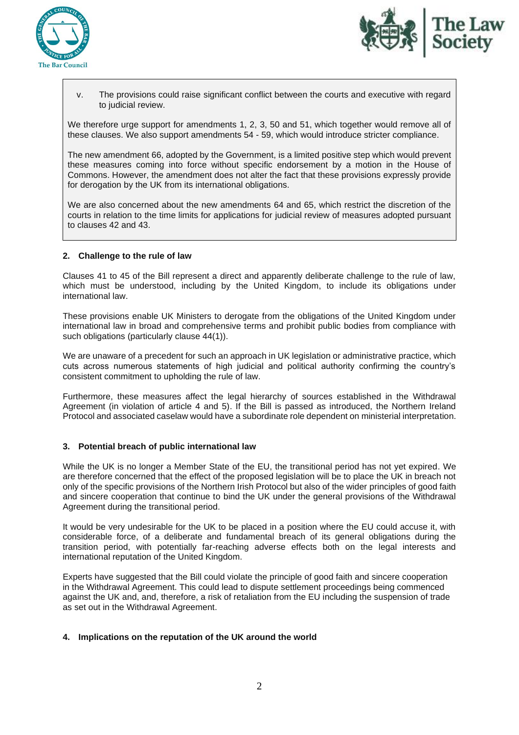v. The provisions could raise significant conflict between the courts and executive with regard to judicial review.

We therefore urge support for amendments 1, 2, 3, 50 and 51, which together would remove all of these clauses. We also support amendments 54 - 59, which would introduce stricter compliance.

The new amendment 66, adopted by the Government, is a limited positive step which would prevent these measures coming into force without specific endorsement by a motion in the House of Commons. However, the amendment does not alter the fact that these provisions expressly provide for derogation by the UK from its international obligations.

We are also concerned about the new amendments 64 and 65, which restrict the discretion of the courts in relation to the time limits for applications for judicial review of measures adopted pursuant to clauses 42 and 43.

## 2. Challenge to the rule of law

Clauses 41 to 45 of the Bill represent a direct and apparently deliberate challenge to the rule of law, which must be understood, including by the United Kingdom, to include its obligations under international law.

These provisions enable UK Ministers to derogate from the obligations of the United Kingdom under international law in broad and comprehensive terms and prohibit public bodies from compliance with such obligations (particularly clause 44(1)).

We are unaware of a precedent for such an approach in UK legislation or administrative practice, which cuts across numerous statements of high judicial and political authority confirming the country's consistent commitment to upholding the rule of law.

Furthermore, these measures affect the legal hierarchy of sources established in the Withdrawal Agreement (in violation of article 4 and 5). If the Bill is passed as introduced, the Northern Ireland Protocol and associated caselaw would have a subordinate role dependent on ministerial interpretation.

## 3. Potential breach of public international law

While the UK is no longer a Member State of the EU, the transitional period has not yet expired. We are therefore concerned that the effect of the proposed legislation will be to place the UK in breach not only of the specific provisions of the Northern Irish Protocol but also of the wider principles of good faith and sincere cooperation that continue to bind the UK under the general provisions of the Withdrawal Agreement during the transitional period.

It would be very undesirable for the UK to be placed in a position where the EU could accuse it, with considerable force, of a deliberate and fundamental breach of its general obligations during the transition period, with potentially far-reaching adverse effects both on the legal interests and international reputation of the United Kingdom.

Experts have suggested that the Bill could violate the principle of good faith and sincere cooperation in the Withdrawal Agreement. This could lead to dispute settlement proceedings being commenced against the UK and, and, therefore, a risk of retaliation from the EU including the suspension of trade as set out in the Withdrawal Agreement.

## 4. Implications on the reputation of the UK around the world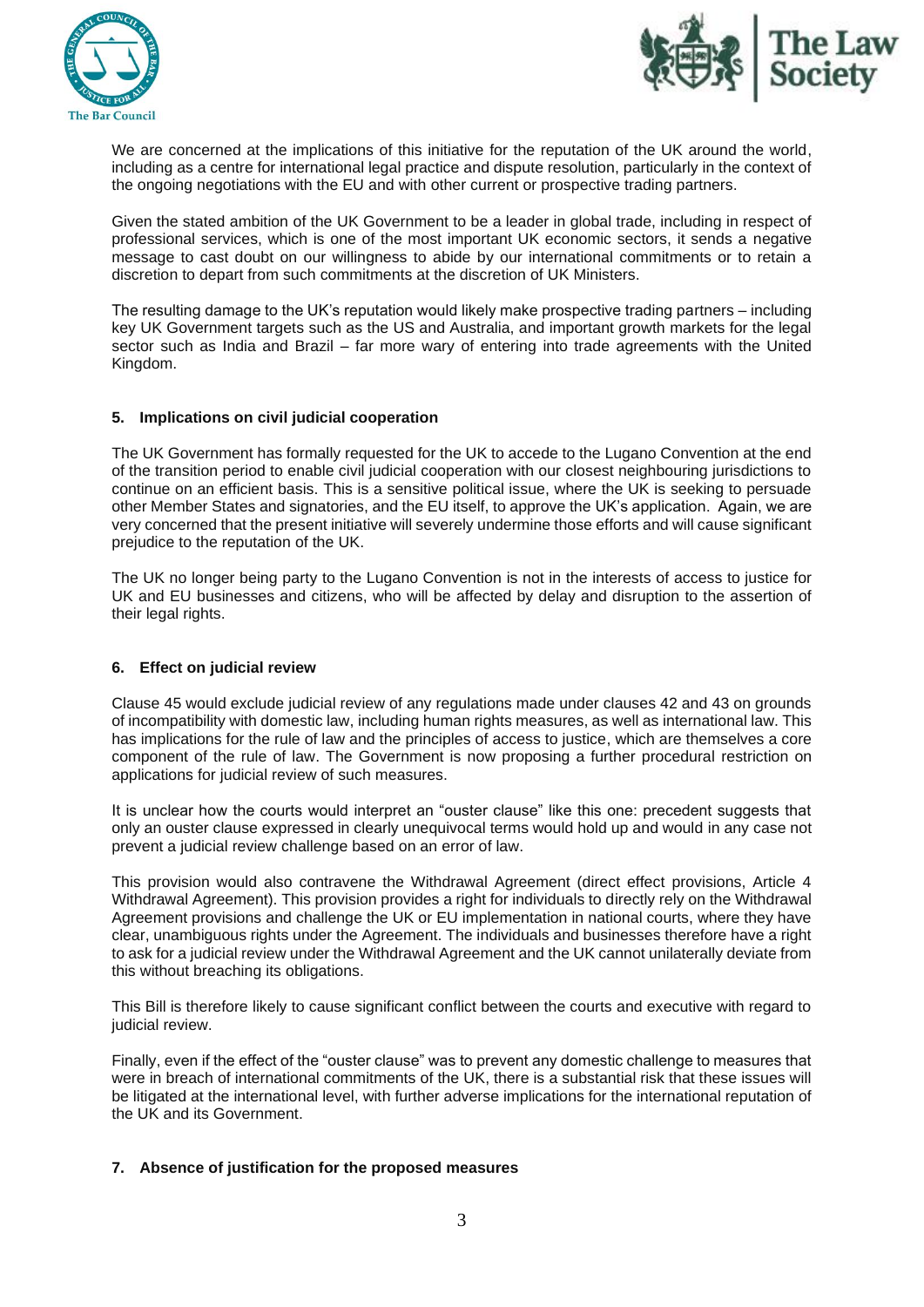We are concerned at the implications of this initiative for the reputation of the UK around the world, including as a centre for international legal practice and dispute resolution, particularly in the context of the ongoing negotiations with the EU and with other current or prospective trading partners.

Given the stated ambition of the UK Government to be a leader in global trade, including in respect of professional services, which is one of the most important UK economic sectors, it sends a negative message to cast doubt on our willingness to abide by our international commitments or to retain a discretion to depart from such commitments at the discretion of UK Ministers.

The resulting damage to the UK's reputation would likely make prospective trading partners – including key UK Government targets such as the US and Australia, and important growth markets for the legal sector such as India and Brazil – far more wary of entering into trade agreements with the United Kingdom.

## 5. Implications on civil judicial cooperation

The UK Government has formally requested for the UK to accede to the Lugano Convention at the end of the transition period to enable civil judicial cooperation with our closest neighbouring jurisdictions to continue on an efficient basis. This is a sensitive political issue, where the UK is seeking to persuade other Member States and signatories, and the EU itself, to approve the UK's application. Again, we are very concerned that the present initiative will severely undermine those efforts and will cause significant prejudice to the reputation of the UK.

The UK no longer being party to the Lugano Convention is not in the interests of access to justice for UK and EU businesses and citizens, who will be affected by delay and disruption to the assertion of their legal rights.

## 6. Effect on judicial review

Clause 45 would exclude judicial review of any regulations made under clauses 42 and 43 on grounds of incompatibility with domestic law, including human rights measures, as well as international law. This has implications for the rule of law and the principles of access to justice, which are themselves a core component of the rule of law. The Government is now proposing a further procedural restriction on applications for judicial review of such measures.

It is unclear how the courts would interpret an "ouster clause" like this one: precedent suggests that only an ouster clause expressed in clearly unequivocal terms would hold up and would in any case not prevent a judicial review challenge based on an error of law.

This provision would also contravene the Withdrawal Agreement (direct effect provisions, Article 4 Withdrawal Agreement). This provision provides a right for individuals to directly rely on the Withdrawal Agreement provisions and challenge the UK or EU implementation in national courts, where they have clear, unambiguous rights under the Agreement. The individuals and businesses therefore have a right to ask for a judicial review under the Withdrawal Agreement and the UK cannot unilaterally deviate from this without breaching its obligations.

This Bill is therefore likely to cause significant conflict between the courts and executive with regard to judicial review.

Finally, even if the effect of the "ouster clause" was to prevent any domestic challenge to measures that were in breach of international commitments of the UK, there is a substantial risk that these issues will be litigated at the international level, with further adverse implications for the international reputation of the UK and its Government.

## 7. Absence of justification for the proposed measures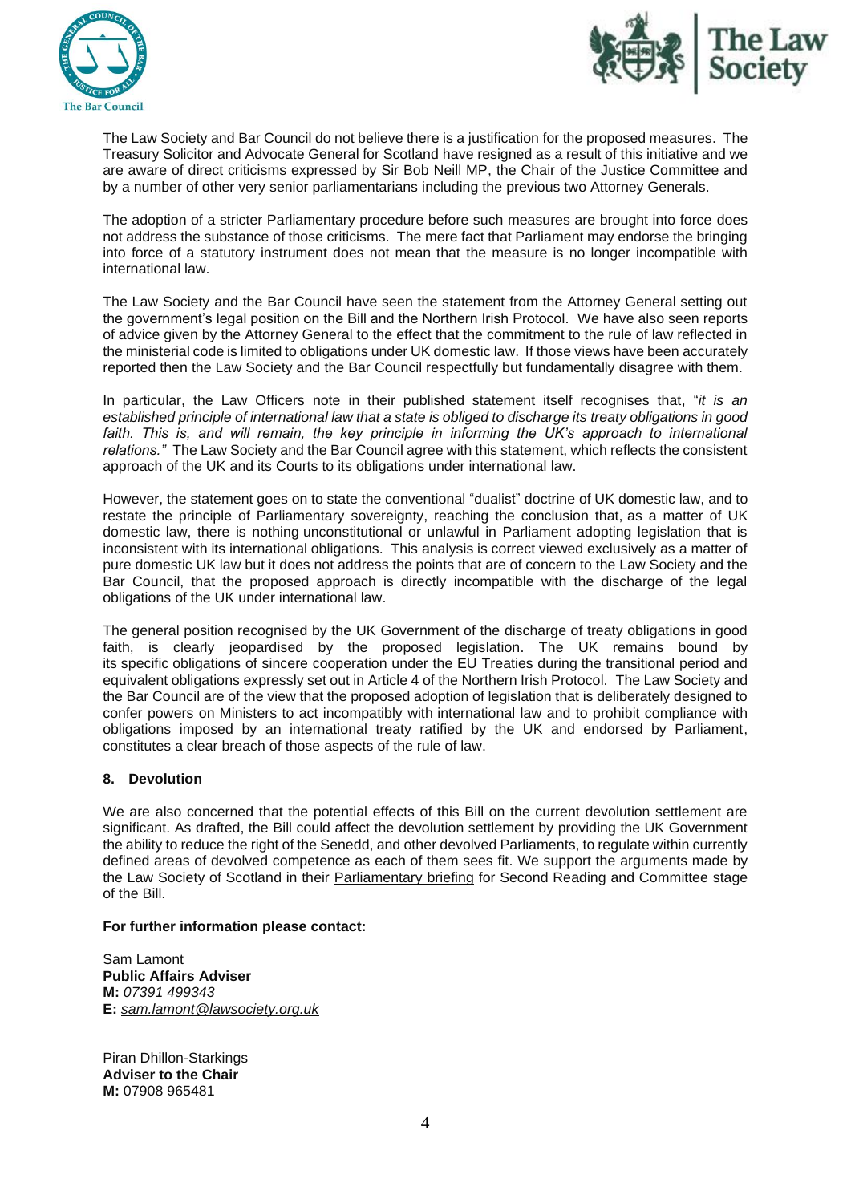The Law Society and Bar Council do not believe there is a justification for the proposed measures. The Treasury Solicitor and Advocate General for Scotland have resigned as a result of this initiative and we are aware of direct criticisms expressed by Sir Bob Neill MP, the Chair of the Justice Committee and by a number of other very senior parliamentarians including the previous two Attorney Generals.

The adoption of a stricter Parliamentary procedure before such measures are brought into force does not address the substance of those criticisms. The mere fact that Parliament may endorse the bringing into force of a statutory instrument does not mean that the measure is no longer incompatible with international law.

The Law Society and the Bar Council have seen the statement from the Attorney General setting out the government's legal position on the Bill and the Northern Irish Protocol. We have also seen reports of advice given by the Attorney General to the effect that the commitment to the rule of law reflected in the ministerial code is limited to obligations under UK domestic law. If those views have been accurately reported then the Law Society and the Bar Council respectfully but fundamentally disagree with them.

In particular, the Law Officers note in their published statement itself recognises that, "*it is an established principle of international law that a state is obliged to discharge its treaty obligations in good faith. This is, and will remain, the key principle in informing the UK's approach to international relations.*" The Law Society and the Bar Council agree with this statement, which reflects the consistent approach of the UK and its Courts to its obligations under international law.

However, the statement goes on to state the conventional "dualist" doctrine of UK domestic law, and to restate the principle of Parliamentary sovereignty, reaching the conclusion that, as a matter of UK domestic law, there is nothing unconstitutional or unlawful in Parliament adopting legislation that is inconsistent with its international obligations. This analysis is correct viewed exclusively as a matter of pure domestic UK law but it does not address the points that are of concern to the Law Society and the Bar Council, that the proposed approach is directly incompatible with the discharge of the legal obligations of the UK under international law.

The general position recognised by the UK Government of the discharge of treaty obligations in good faith, is clearly jeopardised by the proposed legislation. The UK remains bound by its specific obligations of sincere cooperation under the EU Treaties during the transitional period and equivalent obligations expressly set out in Article 4 of the Northern Irish Protocol. The Law Society and the Bar Council are of the view that the proposed adoption of legislation that is deliberately designed to confer powers on Ministers to act incompatibly with international law and to prohibit compliance with obligations imposed by an international treaty ratified by the UK and endorsed by Parliament, constitutes a clear breach of those aspects of the rule of law.

**8. Devolution**

We are also concerned that the potential effects of this Bill on the current devolution settlement are significant. As drafted, the Bill could affect the devolution settlement by providing the UK Government the ability to reduce the right of the Senedd, and other devolved Parliaments, to regulate within currently defined areas of devolved competence as each of them sees fit. We support the arguments made by the Law Society of Scotland in their Parliamentary briefing for Second Reading and Committee stage of the Bill.

**For further information please contact:**

Sam Lamont
**Public Affairs Adviser**
**M:** *07391 499343*
**E:** *sam.lamont@lawsociety.org.uk*

Piran Dhillon-Starkings
**Adviser to the Chair**
**M:** 07908 965481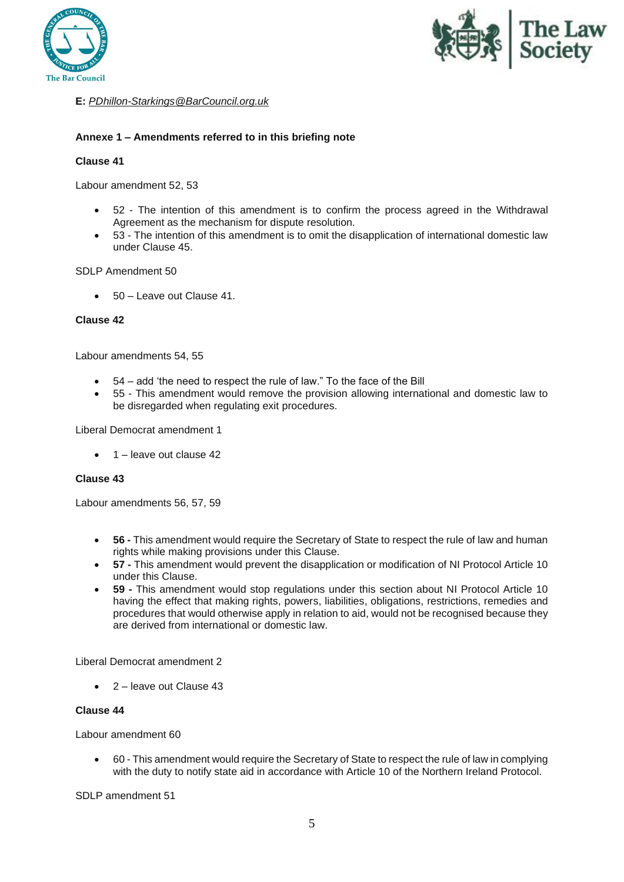**E:** *PDhillon-Starkings@BarCouncil.org.uk*

**Annexe 1 – Amendments referred to in this briefing note**

**Clause 41**

Labour amendment 52, 53

- 52 - The intention of this amendment is to confirm the process agreed in the Withdrawal Agreement as the mechanism for dispute resolution.
- 53 - The intention of this amendment is to omit the disapplication of international domestic law under Clause 45.

SDLP Amendment 50

- 50 – Leave out Clause 41.

**Clause 42**

Labour amendments 54, 55

- 54 – add 'the need to respect the rule of law." To the face of the Bill
- 55 - This amendment would remove the provision allowing international and domestic law to be disregarded when regulating exit procedures.

Liberal Democrat amendment 1

- 1 – leave out clause 42

**Clause 43**

Labour amendments 56, 57, 59

- **56 -** This amendment would require the Secretary of State to respect the rule of law and human rights while making provisions under this Clause.
- **57 -** This amendment would prevent the disapplication or modification of NI Protocol Article 10 under this Clause.
- **59 -** This amendment would stop regulations under this section about NI Protocol Article 10 having the effect that making rights, powers, liabilities, obligations, restrictions, remedies and procedures that would otherwise apply in relation to aid, would not be recognised because they are derived from international or domestic law.

Liberal Democrat amendment 2

- 2 – leave out Clause 43

**Clause 44**

Labour amendment 60

- 60 - This amendment would require the Secretary of State to respect the rule of law in complying with the duty to notify state aid in accordance with Article 10 of the Northern Ireland Protocol.

SDLP amendment 51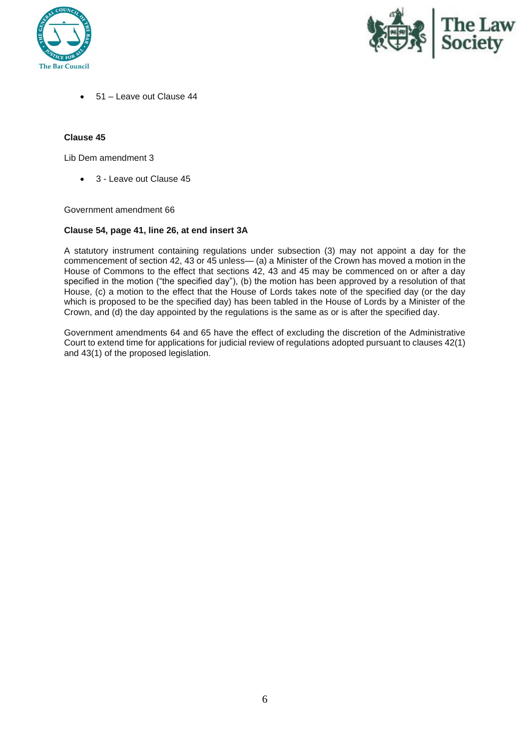- 51 – Leave out Clause 44

**Clause 45**

Lib Dem amendment 3

- 3 - Leave out Clause 45

Government amendment 66

**Clause 54, page 41, line 26, at end insert 3A**

A statutory instrument containing regulations under subsection (3) may not appoint a day for the commencement of section 42, 43 or 45 unless— (a) a Minister of the Crown has moved a motion in the House of Commons to the effect that sections 42, 43 and 45 may be commenced on or after a day specified in the motion ("the specified day"), (b) the motion has been approved by a resolution of that House, (c) a motion to the effect that the House of Lords takes note of the specified day (or the day which is proposed to be the specified day) has been tabled in the House of Lords by a Minister of the Crown, and (d) the day appointed by the regulations is the same as or is after the specified day.

Government amendments 64 and 65 have the effect of excluding the discretion of the Administrative Court to extend time for applications for judicial review of regulations adopted pursuant to clauses 42(1) and 43(1) of the proposed legislation.